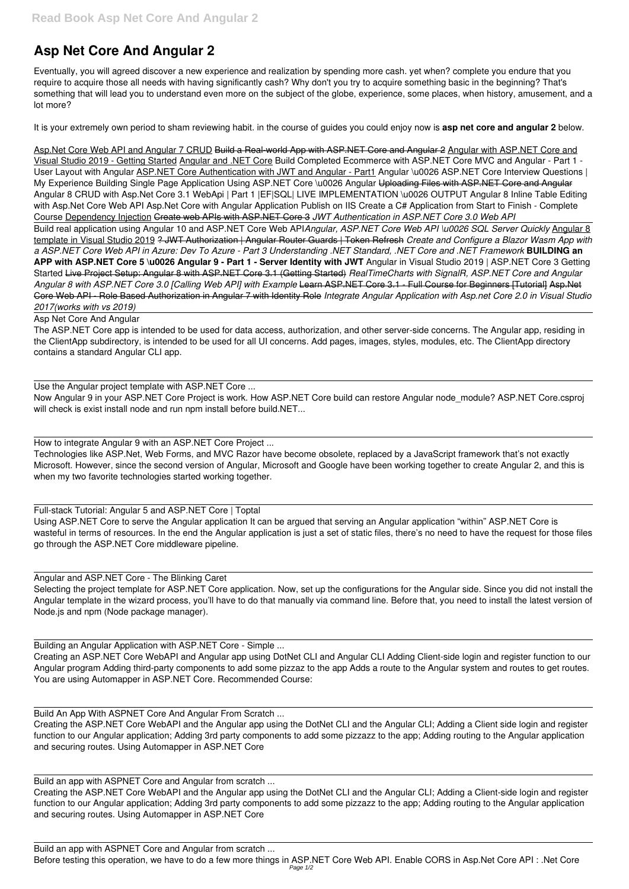# Asp Net Core And Angular 2

Eventually, you will agreed discover a new experience and realization by spending more cash. yet when? complete you endure that you require to acquire those all needs with having significantly cash? Why don't you try to acquire something basic in the beginning? That's something that will lead you to understand even more on the subject of the globe, experience, some places, when history, amusement, and a lot more?

It is your extremely own period to sham reviewing habit. in the course of guides you could enjoy now is **asp net core and angular 2** below.

Asp.Net Core Web API and Angular 7 CRUD ~~Build a Real-world App with ASP.NET Core and Angular 2~~ Angular with ASP.NET Core and Visual Studio 2019 - Getting Started Angular and .NET Core Build Completed Ecommerce with ASP.NET Core MVC and Angular - Part 1 - User Layout with Angular ASP.NET Core Authentication with JWT and Angular - Part1 Angular \u0026 ASP.NET Core Interview Questions | My Experience Building Single Page Application Using ASP.NET Core \u0026 Angular ~~Uploading Files with ASP.NET Core and Angular~~ Angular 8 CRUD with Asp.Net Core 3.1 WebApi | Part 1 |EF|SQL| LIVE IMPLEMENTATION \u0026 OUTPUT Angular 8 Inline Table Editing with Asp.Net Core Web API Asp.Net Core with Angular Application Publish on IIS Create a C# Application from Start to Finish - Complete Course Dependency Injection ~~Create web APIs with ASP.NET Core 3~~ *JWT Authentication in ASP.NET Core 3.0 Web API*

Build real application using Angular 10 and ASP.NET Core Web API*Angular, ASP.NET Core Web API \u0026 SQL Server Quickly* Angular 8 template in Visual Studio 2019 ~~? JWT Authorization | Angular Router Guards | Token Refresh~~ *Create and Configure a Blazor Wasm App with a ASP.NET Core Web API in Azure: Dev To Azure - Part 3 Understanding .NET Standard, .NET Core and .NET Framework* **BUILDING an APP with ASP.NET Core 5 \u0026 Angular 9 - Part 1 - Server Identity with JWT** Angular in Visual Studio 2019 | ASP.NET Core 3 Getting Started ~~Live Project Setup: Angular 8 with ASP.NET Core 3.1 (Getting Started)~~ *RealTimeCharts with SignalR, ASP.NET Core and Angular Angular 8 with ASP.NET Core 3.0 [Calling Web API] with Example* ~~Learn ASP.NET Core 3.1 - Full Course for Beginners [Tutorial] Asp.Net Core Web API - Role Based Authorization in Angular 7 with Identity Role~~ *Integrate Angular Application with Asp.net Core 2.0 in Visual Studio 2017(works with vs 2019)*

Asp Net Core And Angular

The ASP.NET Core app is intended to be used for data access, authorization, and other server-side concerns. The Angular app, residing in the ClientApp subdirectory, is intended to be used for all UI concerns. Add pages, images, styles, modules, etc. The ClientApp directory contains a standard Angular CLI app.

Use the Angular project template with ASP.NET Core ...

Now Angular 9 in your ASP.NET Core Project is work. How ASP.NET Core build can restore Angular node_module? ASP.NET Core.csproj will check is exist install node and run npm install before build.NET...

How to integrate Angular 9 with an ASP.NET Core Project ...

Technologies like ASP.Net, Web Forms, and MVC Razor have become obsolete, replaced by a JavaScript framework that's not exactly Microsoft. However, since the second version of Angular, Microsoft and Google have been working together to create Angular 2, and this is when my two favorite technologies started working together.

Full-stack Tutorial: Angular 5 and ASP.NET Core | Toptal

Using ASP.NET Core to serve the Angular application It can be argued that serving an Angular application "within" ASP.NET Core is wasteful in terms of resources. In the end the Angular application is just a set of static files, there's no need to have the request for those files go through the ASP.NET Core middleware pipeline.

Angular and ASP.NET Core - The Blinking Caret

Selecting the project template for ASP.NET Core application. Now, set up the configurations for the Angular side. Since you did not install the Angular template in the wizard process, you'll have to do that manually via command line. Before that, you need to install the latest version of Node.js and npm (Node package manager).

Building an Angular Application with ASP.NET Core - Simple ...

Creating an ASP.NET Core WebAPI and Angular app using DotNet CLI and Angular CLI Adding Client-side login and register function to our Angular program Adding third-party components to add some pizzaz to the app Adds a route to the Angular system and routes to get routes. You are using Automapper in ASP.NET Core. Recommended Course:

Build An App With ASPNET Core And Angular From Scratch ...

Creating the ASP.NET Core WebAPI and the Angular app using the DotNet CLI and the Angular CLI; Adding a Client side login and register function to our Angular application; Adding 3rd party components to add some pizzazz to the app; Adding routing to the Angular application and securing routes. Using Automapper in ASP.NET Core

Build an app with ASPNET Core and Angular from scratch ...

Creating the ASP.NET Core WebAPI and the Angular app using the DotNet CLI and the Angular CLI; Adding a Client-side login and register function to our Angular application; Adding 3rd party components to add some pizzazz to the app; Adding routing to the Angular application and securing routes. Using Automapper in ASP.NET Core

Build an app with ASPNET Core and Angular from scratch ...

Before testing this operation, we have to do a few more things in ASP.NET Core Web API. Enable CORS in Asp.Net Core API : .Net Core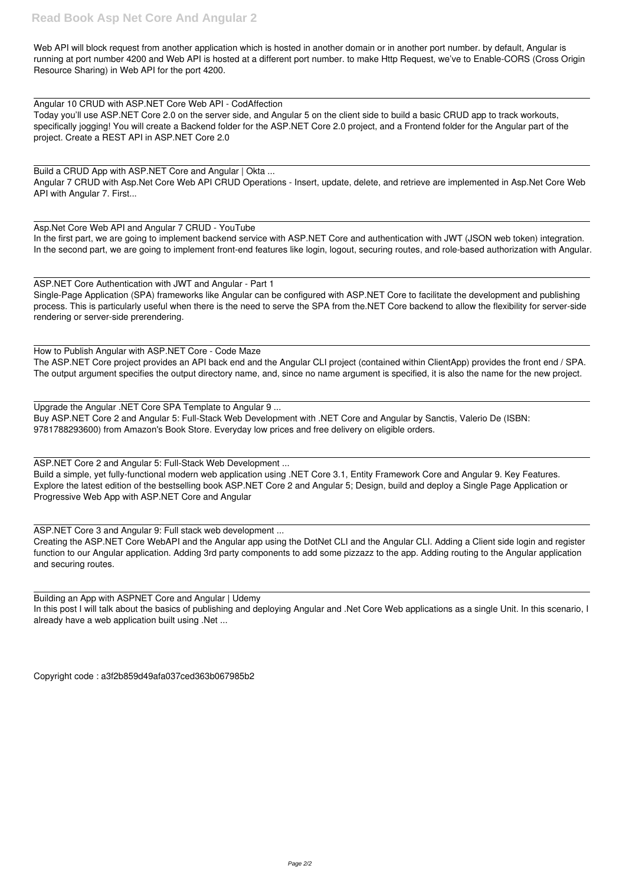Web API will block request from another application which is hosted in another domain or in another port number. by default, Angular is running at port number 4200 and Web API is hosted at a different port number. to make Http Request, we've to Enable-CORS (Cross Origin Resource Sharing) in Web API for the port 4200.

Angular 10 CRUD with ASP.NET Core Web API - CodAffection

Today you'll use ASP.NET Core 2.0 on the server side, and Angular 5 on the client side to build a basic CRUD app to track workouts, specifically jogging! You will create a Backend folder for the ASP.NET Core 2.0 project, and a Frontend folder for the Angular part of the project. Create a REST API in ASP.NET Core 2.0

Build a CRUD App with ASP.NET Core and Angular | Okta ...

Angular 7 CRUD with Asp.Net Core Web API CRUD Operations - Insert, update, delete, and retrieve are implemented in Asp.Net Core Web API with Angular 7. First...

Asp.Net Core Web API and Angular 7 CRUD - YouTube

In the first part, we are going to implement backend service with ASP.NET Core and authentication with JWT (JSON web token) integration. In the second part, we are going to implement front-end features like login, logout, securing routes, and role-based authorization with Angular.

ASP.NET Core Authentication with JWT and Angular - Part 1

Single-Page Application (SPA) frameworks like Angular can be configured with ASP.NET Core to facilitate the development and publishing process. This is particularly useful when there is the need to serve the SPA from the.NET Core backend to allow the flexibility for server-side rendering or server-side prerendering.

How to Publish Angular with ASP.NET Core - Code Maze

The ASP.NET Core project provides an API back end and the Angular CLI project (contained within ClientApp) provides the front end / SPA. The output argument specifies the output directory name, and, since no name argument is specified, it is also the name for the new project.

Upgrade the Angular .NET Core SPA Template to Angular 9 ...

Buy ASP.NET Core 2 and Angular 5: Full-Stack Web Development with .NET Core and Angular by Sanctis, Valerio De (ISBN: 9781788293600) from Amazon's Book Store. Everyday low prices and free delivery on eligible orders.

ASP.NET Core 2 and Angular 5: Full-Stack Web Development ...

Build a simple, yet fully-functional modern web application using .NET Core 3.1, Entity Framework Core and Angular 9. Key Features. Explore the latest edition of the bestselling book ASP.NET Core 2 and Angular 5; Design, build and deploy a Single Page Application or Progressive Web App with ASP.NET Core and Angular

ASP.NET Core 3 and Angular 9: Full stack web development ...

Creating the ASP.NET Core WebAPI and the Angular app using the DotNet CLI and the Angular CLI. Adding a Client side login and register function to our Angular application. Adding 3rd party components to add some pizzazz to the app. Adding routing to the Angular application and securing routes.

Building an App with ASPNET Core and Angular | Udemy

In this post I will talk about the basics of publishing and deploying Angular and .Net Core Web applications as a single Unit. In this scenario, I already have a web application built using .Net ...

Copyright code : a3f2b859d49afa037ced363b067985b2